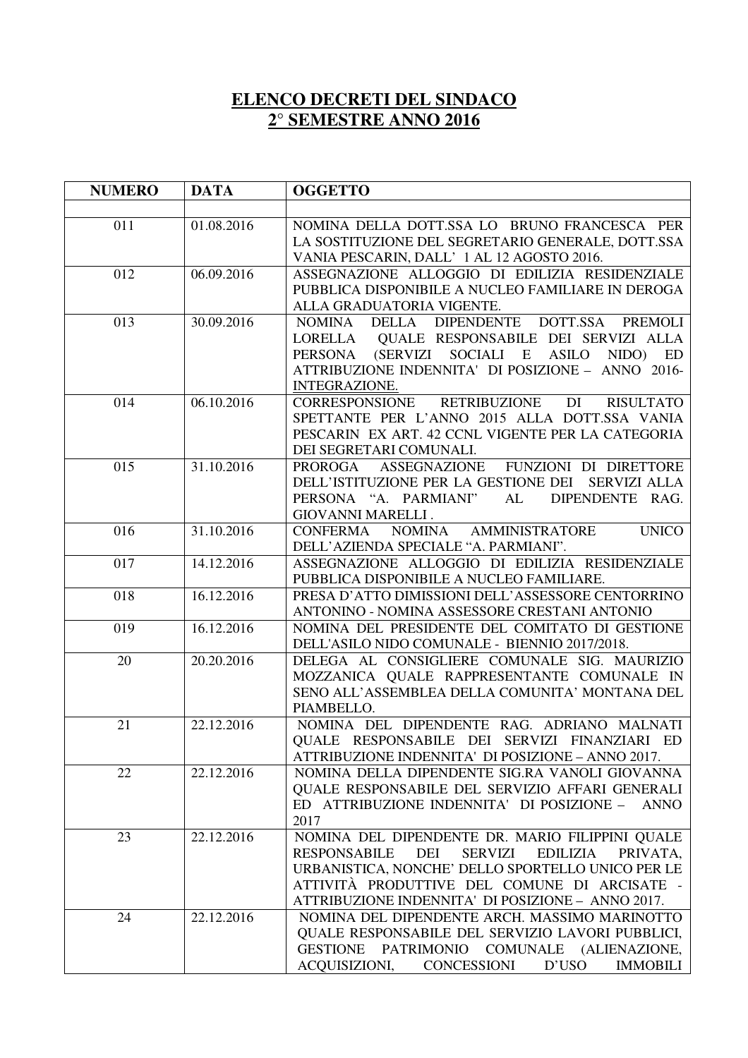# ELENCO DECRETI DEL SINDACO
## 2° SEMESTRE ANNO 2016

| NUMERO | DATA | OGGETTO |
|---|---|---|
| | | |
| 011 | 01.08.2016 | NOMINA DELLA DOTT.SSA LO BRUNO FRANCESCA PER LA SOSTITUZIONE DEL SEGRETARIO GENERALE, DOTT.SSA VANIA PESCARIN, DALL' 1 AL 12 AGOSTO 2016. |
| 012 | 06.09.2016 | ASSEGNAZIONE ALLOGGIO DI EDILIZIA RESIDENZIALE PUBBLICA DISPONIBILE A NUCLEO FAMILIARE IN DEROGA ALLA GRADUATORIA VIGENTE. |
| 013 | 30.09.2016 | NOMINA DELLA DIPENDENTE DOTT.SSA PREMOLI LORELLA QUALE RESPONSABILE DEI SERVIZI ALLA PERSONA (SERVIZI SOCIALI E ASILO NIDO) ED ATTRIBUZIONE INDENNITA' DI POSIZIONE – ANNO 2016- INTEGRAZIONE. |
| 014 | 06.10.2016 | CORRESPONSIONE RETRIBUZIONE DI RISULTATO SPETTANTE PER L'ANNO 2015 ALLA DOTT.SSA VANIA PESCARIN EX ART. 42 CCNL VIGENTE PER LA CATEGORIA DEI SEGRETARI COMUNALI. |
| 015 | 31.10.2016 | PROROGA ASSEGNAZIONE FUNZIONI DI DIRETTORE DELL'ISTITUZIONE PER LA GESTIONE DEI SERVIZI ALLA PERSONA "A. PARMIANI" AL DIPENDENTE RAG. GIOVANNI MARELLI . |
| 016 | 31.10.2016 | CONFERMA NOMINA AMMINISTRATORE UNICO DELL'AZIENDA SPECIALE "A. PARMIANI". |
| 017 | 14.12.2016 | ASSEGNAZIONE ALLOGGIO DI EDILIZIA RESIDENZIALE PUBBLICA DISPONIBILE A NUCLEO FAMILIARE. |
| 018 | 16.12.2016 | PRESA D'ATTO DIMISSIONI DELL'ASSESSORE CENTORRINO ANTONINO - NOMINA ASSESSORE CRESTANI ANTONIO |
| 019 | 16.12.2016 | NOMINA DEL PRESIDENTE DEL COMITATO DI GESTIONE DELL'ASILO NIDO COMUNALE - BIENNIO 2017/2018. |
| 20 | 20.20.2016 | DELEGA AL CONSIGLIERE COMUNALE SIG. MAURIZIO MOZZANICA QUALE RAPPRESENTANTE COMUNALE IN SENO ALL'ASSEMBLEA DELLA COMUNITA' MONTANA DEL PIAMBELLO. |
| 21 | 22.12.2016 | NOMINA DEL DIPENDENTE RAG. ADRIANO MALNATI QUALE RESPONSABILE DEI SERVIZI FINANZIARI ED ATTRIBUZIONE INDENNITA' DI POSIZIONE – ANNO 2017. |
| 22 | 22.12.2016 | NOMINA DELLA DIPENDENTE SIG.RA VANOLI GIOVANNA QUALE RESPONSABILE DEL SERVIZIO AFFARI GENERALI ED ATTRIBUZIONE INDENNITA' DI POSIZIONE – ANNO 2017 |
| 23 | 22.12.2016 | NOMINA DEL DIPENDENTE DR. MARIO FILIPPINI QUALE RESPONSABILE DEI SERVIZI EDILIZIA PRIVATA, URBANISTICA, NONCHE' DELLO SPORTELLO UNICO PER LE ATTIVITÀ PRODUTTIVE DEL COMUNE DI ARCISATE - ATTRIBUZIONE INDENNITA' DI POSIZIONE – ANNO 2017. |
| 24 | 22.12.2016 | NOMINA DEL DIPENDENTE ARCH. MASSIMO MARINOTTO QUALE RESPONSABILE DEL SERVIZIO LAVORI PUBBLICI, GESTIONE PATRIMONIO COMUNALE (ALIENAZIONE, ACQUISIZIONI, CONCESSIONI D'USO IMMOBILI |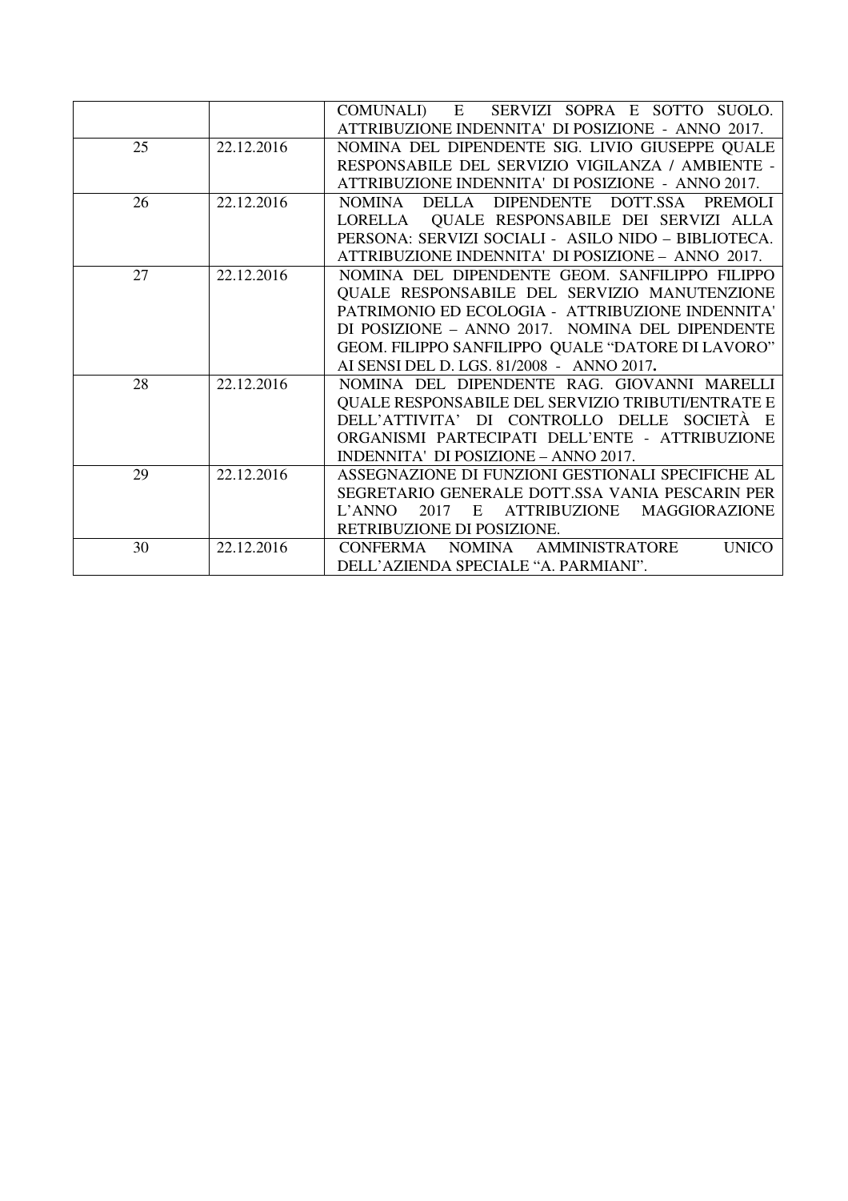| | | |
|---|---|---|
| | | COMUNALI) E SERVIZI SOPRA E SOTTO SUOLO. ATTRIBUZIONE INDENNITA' DI POSIZIONE - ANNO 2017. |
| 25 | 22.12.2016 | NOMINA DEL DIPENDENTE SIG. LIVIO GIUSEPPE QUALE RESPONSABILE DEL SERVIZIO VIGILANZA / AMBIENTE - ATTRIBUZIONE INDENNITA' DI POSIZIONE - ANNO 2017. |
| 26 | 22.12.2016 | NOMINA DELLA DIPENDENTE DOTT.SSA PREMOLI LORELLA QUALE RESPONSABILE DEI SERVIZI ALLA PERSONA: SERVIZI SOCIALI - ASILO NIDO – BIBLIOTECA. ATTRIBUZIONE INDENNITA' DI POSIZIONE – ANNO 2017. |
| 27 | 22.12.2016 | NOMINA DEL DIPENDENTE GEOM. SANFILIPPO FILIPPO QUALE RESPONSABILE DEL SERVIZIO MANUTENZIONE PATRIMONIO ED ECOLOGIA - ATTRIBUZIONE INDENNITA' DI POSIZIONE – ANNO 2017. NOMINA DEL DIPENDENTE GEOM. FILIPPO SANFILIPPO QUALE "DATORE DI LAVORO" AI SENSI DEL D. LGS. 81/2008 - ANNO 2017**.** |
| 28 | 22.12.2016 | NOMINA DEL DIPENDENTE RAG. GIOVANNI MARELLI QUALE RESPONSABILE DEL SERVIZIO TRIBUTI/ENTRATE E DELL'ATTIVITA' DI CONTROLLO DELLE SOCIETÀ E ORGANISMI PARTECIPATI DELL'ENTE - ATTRIBUZIONE INDENNITA' DI POSIZIONE – ANNO 2017. |
| 29 | 22.12.2016 | ASSEGNAZIONE DI FUNZIONI GESTIONALI SPECIFICHE AL SEGRETARIO GENERALE DOTT.SSA VANIA PESCARIN PER L'ANNO 2017 E ATTRIBUZIONE MAGGIORAZIONE RETRIBUZIONE DI POSIZIONE. |
| 30 | 22.12.2016 | CONFERMA NOMINA AMMINISTRATORE UNICO DELL'AZIENDA SPECIALE "A. PARMIANI". |